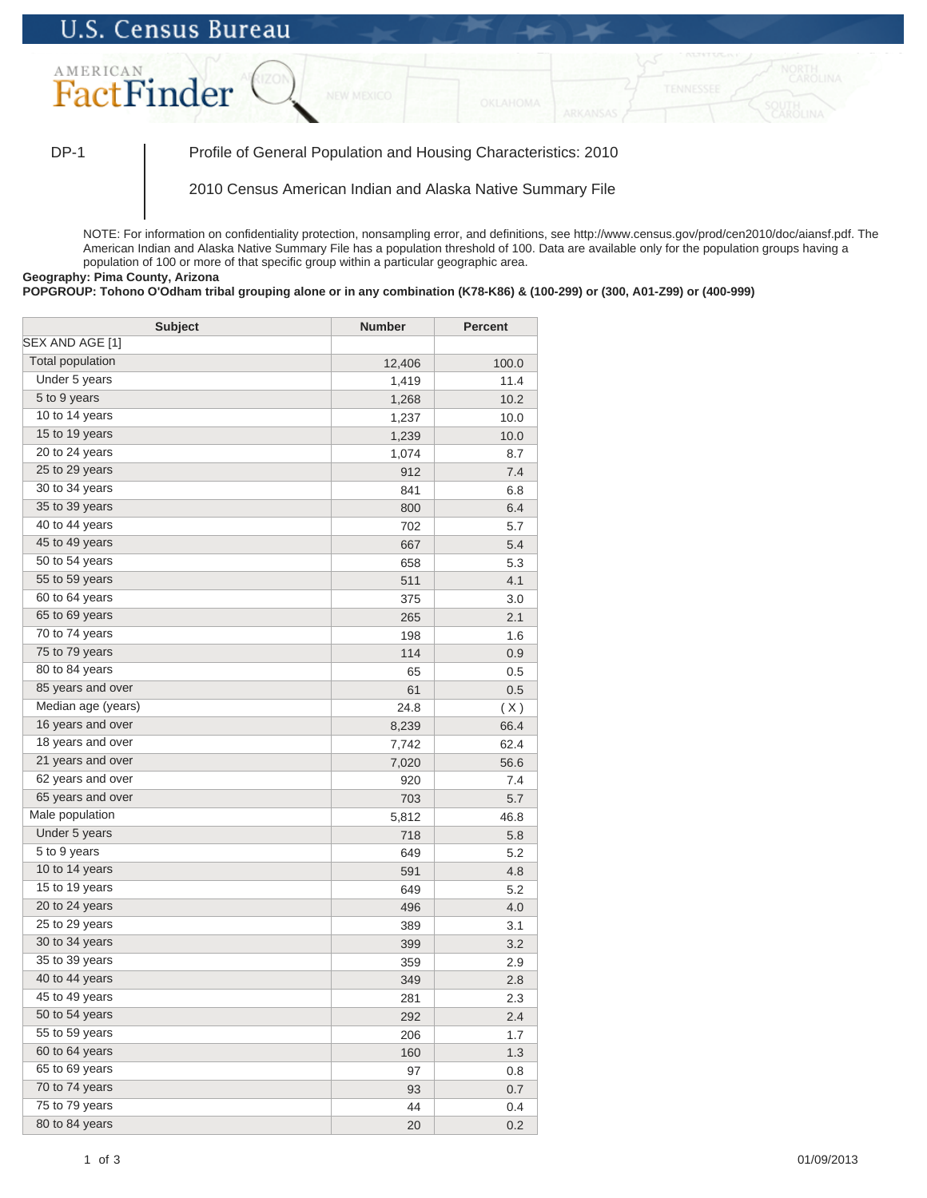U.S. Census Bureau

AMERICAN FactFinder

DP-1 | Profile of General Population and Housing Characteristics: 2010

2010 Census American Indian and Alaska Native Summary File

NOTE: For information on confidentiality protection, nonsampling error, and definitions, see http://www.census.gov/prod/cen2010/doc/aiansf.pdf. The American Indian and Alaska Native Summary File has a population threshold of 100. Data are available only for the population groups having a population of 100 or more of that specific group within a particular geographic area.

**Geography: Pima County, Arizona**

**POPGROUP: Tohono O'Odham tribal grouping alone or in any combination (K78-K86) & (100-299) or (300, A01-Z99) or (400-999)**

| Subject | Number | Percent |
|---|---|---|
| SEX AND AGE [1] | | |
| Total population | 12,406 | 100.0 |
| Under 5 years | 1,419 | 11.4 |
| 5 to 9 years | 1,268 | 10.2 |
| 10 to 14 years | 1,237 | 10.0 |
| 15 to 19 years | 1,239 | 10.0 |
| 20 to 24 years | 1,074 | 8.7 |
| 25 to 29 years | 912 | 7.4 |
| 30 to 34 years | 841 | 6.8 |
| 35 to 39 years | 800 | 6.4 |
| 40 to 44 years | 702 | 5.7 |
| 45 to 49 years | 667 | 5.4 |
| 50 to 54 years | 658 | 5.3 |
| 55 to 59 years | 511 | 4.1 |
| 60 to 64 years | 375 | 3.0 |
| 65 to 69 years | 265 | 2.1 |
| 70 to 74 years | 198 | 1.6 |
| 75 to 79 years | 114 | 0.9 |
| 80 to 84 years | 65 | 0.5 |
| 85 years and over | 61 | 0.5 |
| Median age (years) | 24.8 | ( X ) |
| 16 years and over | 8,239 | 66.4 |
| 18 years and over | 7,742 | 62.4 |
| 21 years and over | 7,020 | 56.6 |
| 62 years and over | 920 | 7.4 |
| 65 years and over | 703 | 5.7 |
| Male population | 5,812 | 46.8 |
| Under 5 years | 718 | 5.8 |
| 5 to 9 years | 649 | 5.2 |
| 10 to 14 years | 591 | 4.8 |
| 15 to 19 years | 649 | 5.2 |
| 20 to 24 years | 496 | 4.0 |
| 25 to 29 years | 389 | 3.1 |
| 30 to 34 years | 399 | 3.2 |
| 35 to 39 years | 359 | 2.9 |
| 40 to 44 years | 349 | 2.8 |
| 45 to 49 years | 281 | 2.3 |
| 50 to 54 years | 292 | 2.4 |
| 55 to 59 years | 206 | 1.7 |
| 60 to 64 years | 160 | 1.3 |
| 65 to 69 years | 97 | 0.8 |
| 70 to 74 years | 93 | 0.7 |
| 75 to 79 years | 44 | 0.4 |
| 80 to 84 years | 20 | 0.2 |

01/09/2013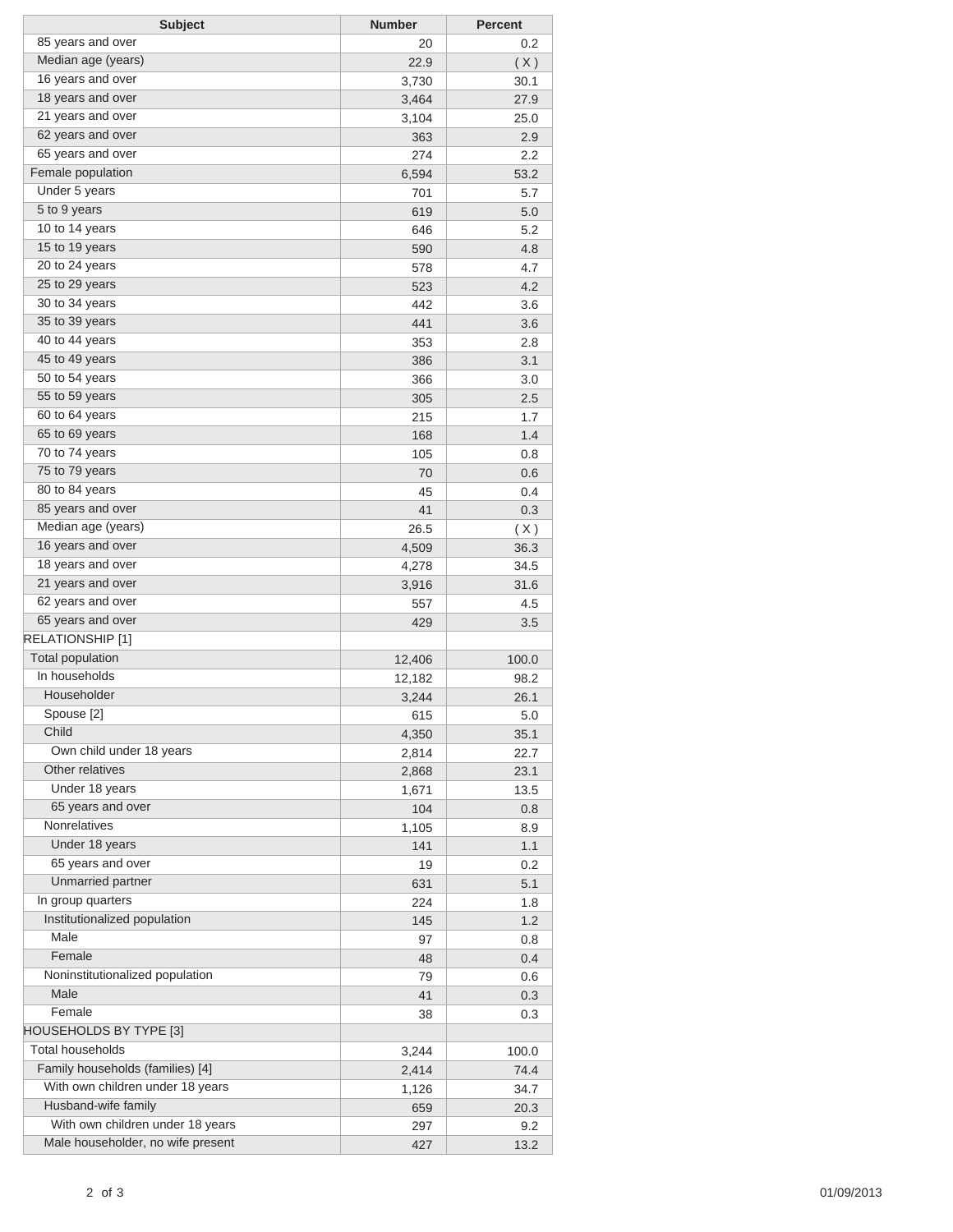| Subject | Number | Percent |
| --- | --- | --- |
| 85 years and over | 20 | 0.2 |
| Median age (years) | 22.9 | ( X ) |
| 16 years and over | 3,730 | 30.1 |
| 18 years and over | 3,464 | 27.9 |
| 21 years and over | 3,104 | 25.0 |
| 62 years and over | 363 | 2.9 |
| 65 years and over | 274 | 2.2 |
| Female population | 6,594 | 53.2 |
| Under 5 years | 701 | 5.7 |
| 5 to 9 years | 619 | 5.0 |
| 10 to 14 years | 646 | 5.2 |
| 15 to 19 years | 590 | 4.8 |
| 20 to 24 years | 578 | 4.7 |
| 25 to 29 years | 523 | 4.2 |
| 30 to 34 years | 442 | 3.6 |
| 35 to 39 years | 441 | 3.6 |
| 40 to 44 years | 353 | 2.8 |
| 45 to 49 years | 386 | 3.1 |
| 50 to 54 years | 366 | 3.0 |
| 55 to 59 years | 305 | 2.5 |
| 60 to 64 years | 215 | 1.7 |
| 65 to 69 years | 168 | 1.4 |
| 70 to 74 years | 105 | 0.8 |
| 75 to 79 years | 70 | 0.6 |
| 80 to 84 years | 45 | 0.4 |
| 85 years and over | 41 | 0.3 |
| Median age (years) | 26.5 | ( X ) |
| 16 years and over | 4,509 | 36.3 |
| 18 years and over | 4,278 | 34.5 |
| 21 years and over | 3,916 | 31.6 |
| 62 years and over | 557 | 4.5 |
| 65 years and over | 429 | 3.5 |
| RELATIONSHIP [1] | | |
| Total population | 12,406 | 100.0 |
| In households | 12,182 | 98.2 |
| Householder | 3,244 | 26.1 |
| Spouse [2] | 615 | 5.0 |
| Child | 4,350 | 35.1 |
| Own child under 18 years | 2,814 | 22.7 |
| Other relatives | 2,868 | 23.1 |
| Under 18 years | 1,671 | 13.5 |
| 65 years and over | 104 | 0.8 |
| Nonrelatives | 1,105 | 8.9 |
| Under 18 years | 141 | 1.1 |
| 65 years and over | 19 | 0.2 |
| Unmarried partner | 631 | 5.1 |
| In group quarters | 224 | 1.8 |
| Institutionalized population | 145 | 1.2 |
| Male | 97 | 0.8 |
| Female | 48 | 0.4 |
| Noninstitutionalized population | 79 | 0.6 |
| Male | 41 | 0.3 |
| Female | 38 | 0.3 |
| HOUSEHOLDS BY TYPE [3] | | |
| Total households | 3,244 | 100.0 |
| Family households (families) [4] | 2,414 | 74.4 |
| With own children under 18 years | 1,126 | 34.7 |
| Husband-wife family | 659 | 20.3 |
| With own children under 18 years | 297 | 9.2 |
| Male householder, no wife present | 427 | 13.2 |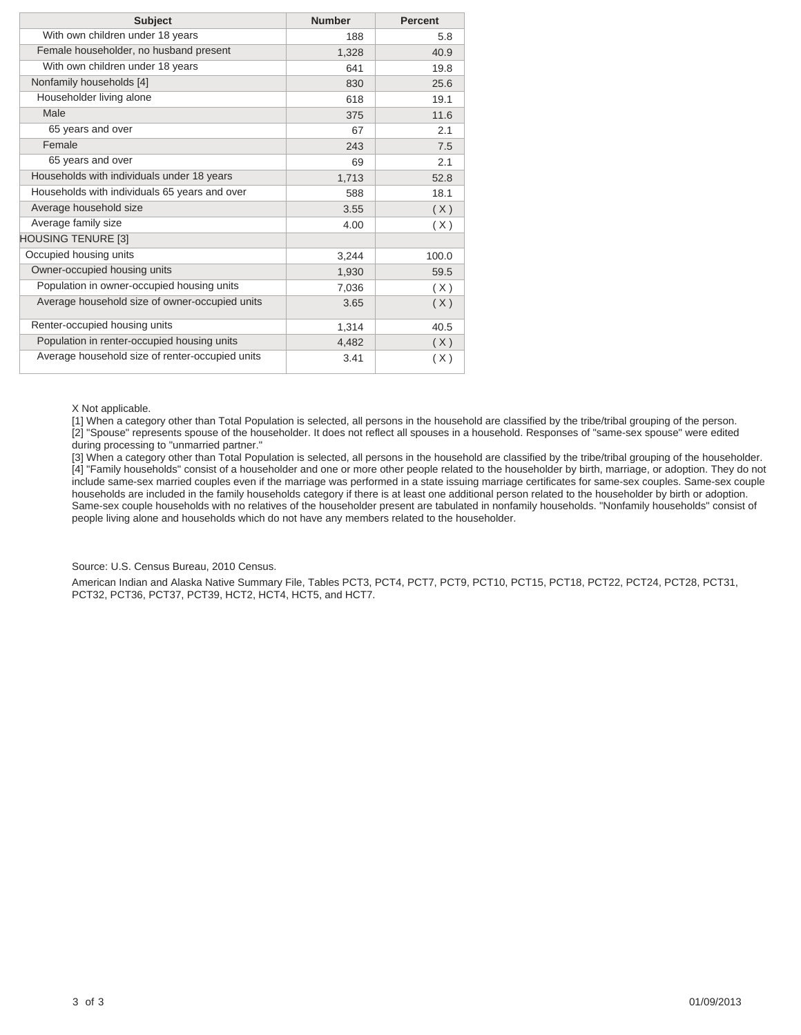| Subject | Number | Percent |
|---|---|---|
| With own children under 18 years | 188 | 5.8 |
| Female householder, no husband present | 1,328 | 40.9 |
| With own children under 18 years | 641 | 19.8 |
| Nonfamily households [4] | 830 | 25.6 |
| Householder living alone | 618 | 19.1 |
| Male | 375 | 11.6 |
| 65 years and over | 67 | 2.1 |
| Female | 243 | 7.5 |
| 65 years and over | 69 | 2.1 |
| Households with individuals under 18 years | 1,713 | 52.8 |
| Households with individuals 65 years and over | 588 | 18.1 |
| Average household size | 3.55 | ( X ) |
| Average family size | 4.00 | ( X ) |
| HOUSING TENURE [3] | | |
| Occupied housing units | 3,244 | 100.0 |
| Owner-occupied housing units | 1,930 | 59.5 |
| Population in owner-occupied housing units | 7,036 | ( X ) |
| Average household size of owner-occupied units | 3.65 | ( X ) |
| Renter-occupied housing units | 1,314 | 40.5 |
| Population in renter-occupied housing units | 4,482 | ( X ) |
| Average household size of renter-occupied units | 3.41 | ( X ) |

X Not applicable.

[1] When a category other than Total Population is selected, all persons in the household are classified by the tribe/tribal grouping of the person.

[2] "Spouse" represents spouse of the householder. It does not reflect all spouses in a household. Responses of "same-sex spouse" were edited during processing to "unmarried partner."

[3] When a category other than Total Population is selected, all persons in the household are classified by the tribe/tribal grouping of the householder.

[4] "Family households" consist of a householder and one or more other people related to the householder by birth, marriage, or adoption. They do not include same-sex married couples even if the marriage was performed in a state issuing marriage certificates for same-sex couples. Same-sex couple households are included in the family households category if there is at least one additional person related to the householder by birth or adoption. Same-sex couple households with no relatives of the householder present are tabulated in nonfamily households. "Nonfamily households" consist of people living alone and households which do not have any members related to the householder.

Source: U.S. Census Bureau, 2010 Census.

American Indian and Alaska Native Summary File, Tables PCT3, PCT4, PCT7, PCT9, PCT10, PCT15, PCT18, PCT22, PCT24, PCT28, PCT31, PCT32, PCT36, PCT37, PCT39, HCT2, HCT4, HCT5, and HCT7.

01/09/2013